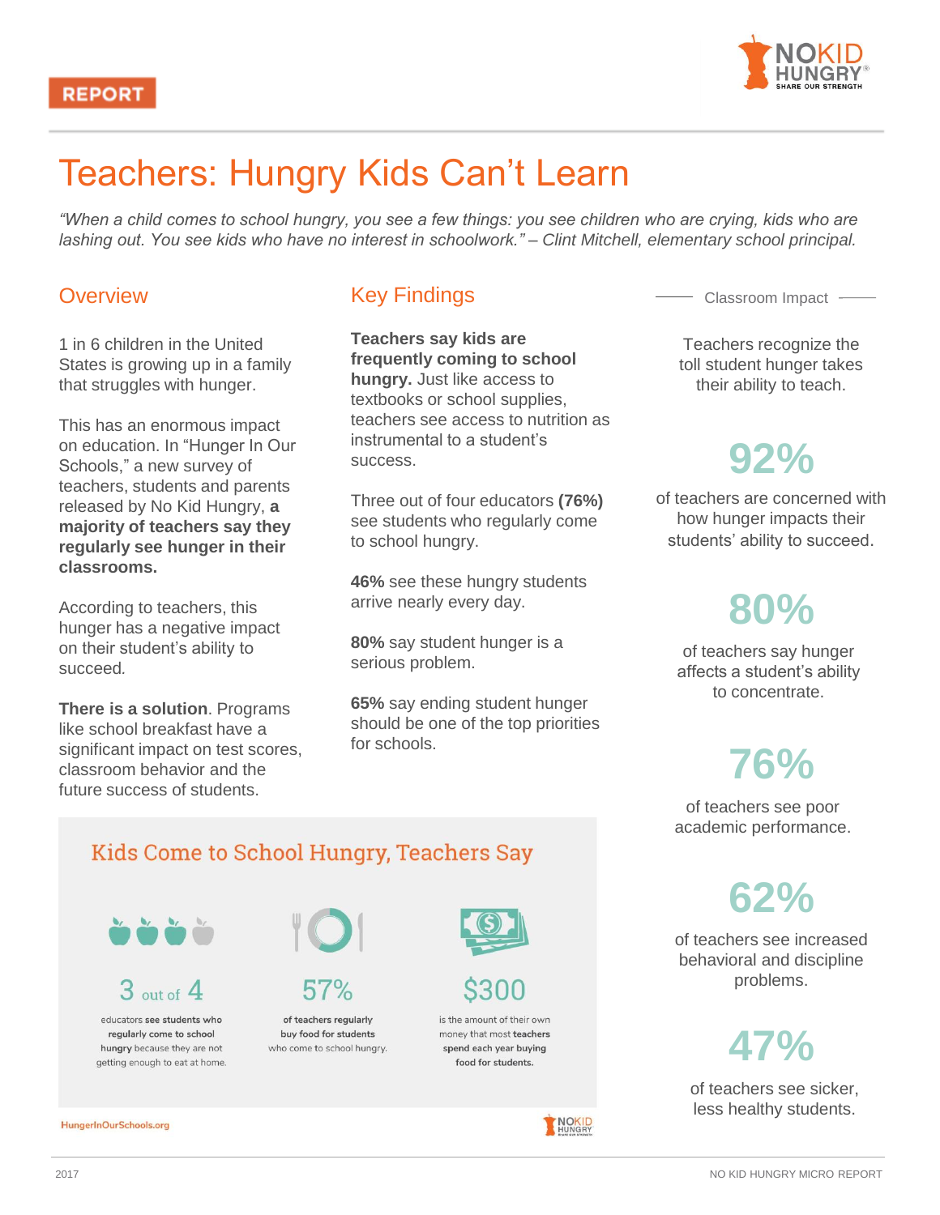REPORT

# Teachers: Hungry Kids Can't Learn

*"When a child comes to school hungry, you see a few things: you see children who are crying, kids who are lashing out. You see kids who have no interest in schoolwork." – Clint Mitchell, elementary school principal.*

## Overview

1 in 6 children in the United States is growing up in a family that struggles with hunger.

This has an enormous impact on education. In "Hunger In Our Schools," a new survey of teachers, students and parents released by No Kid Hungry, **a majority of teachers say they regularly see hunger in their classrooms.**

According to teachers, this hunger has a negative impact on their student's ability to succeed.

**There is a solution**. Programs like school breakfast have a significant impact on test scores, classroom behavior and the future success of students.

## Key Findings

**Teachers say kids are frequently coming to school hungry.** Just like access to textbooks or school supplies, teachers see access to nutrition as instrumental to a student's success.

Three out of four educators **(76%)** see students who regularly come to school hungry.

**46%** see these hungry students arrive nearly every day.

**80%** say student hunger is a serious problem.

**65%** say ending student hunger should be one of the top priorities for schools.

## Kids Come to School Hungry, Teachers Say

**3 out of 4**

educators **see students who regularly come to school hungry** because they are not getting enough to eat at home.

**57%**

**of teachers regularly buy food for students** who come to school hungry.

**$300**

is the amount of their own money that most **teachers spend each year buying food for students.**

HungerInOurSchools.org

## Classroom Impact

Teachers recognize the toll student hunger takes their ability to teach.

**92%**

of teachers are concerned with how hunger impacts their students' ability to succeed.

**80%**

of teachers say hunger affects a student's ability to concentrate.

**76%**

of teachers see poor academic performance.

**62%**

of teachers see increased behavioral and discipline problems.

**47%**

of teachers see sicker, less healthy students.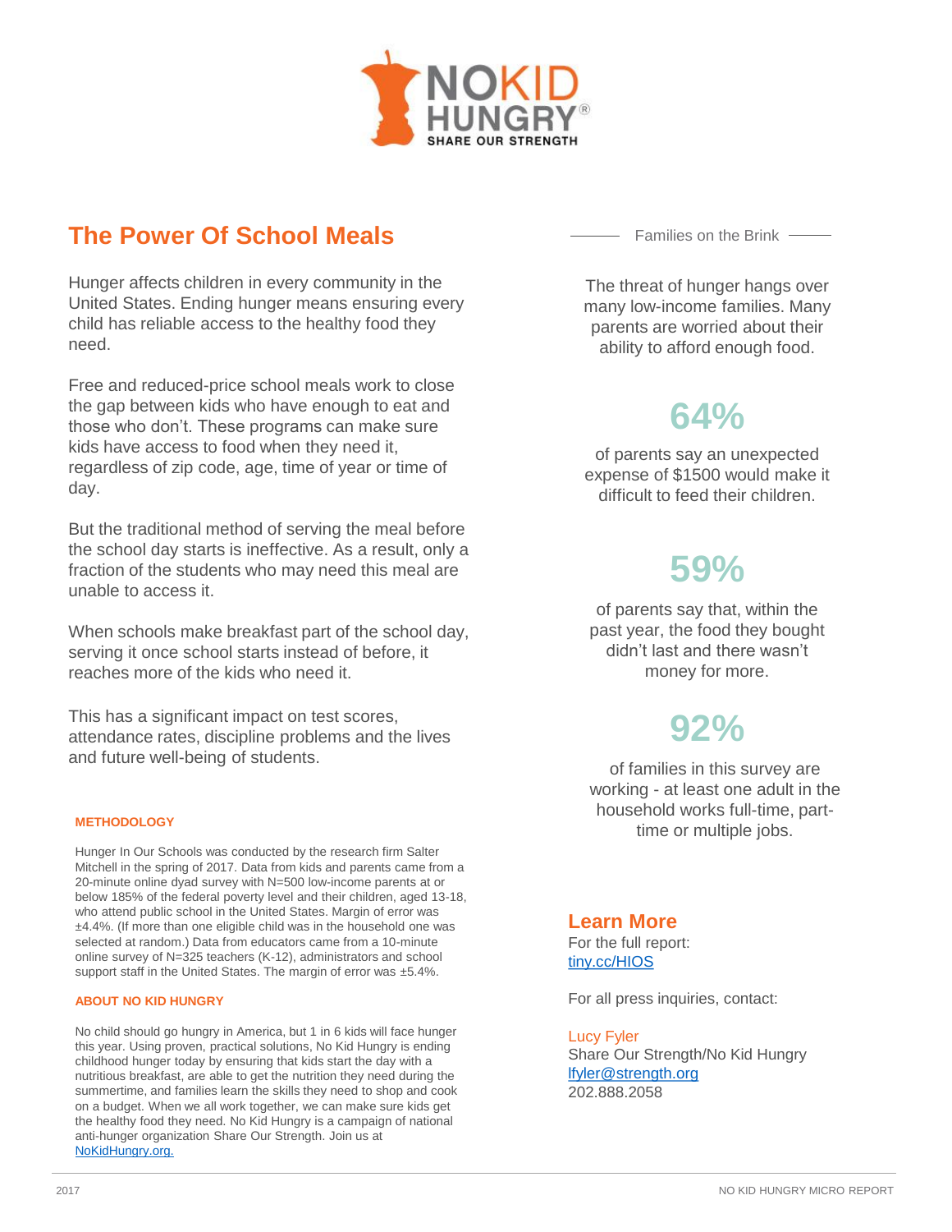# The Power Of School Meals

Hunger affects children in every community in the United States. Ending hunger means ensuring every child has reliable access to the healthy food they need.

Free and reduced-price school meals work to close the gap between kids who have enough to eat and those who don't. These programs can make sure kids have access to food when they need it, regardless of zip code, age, time of year or time of day.

But the traditional method of serving the meal before the school day starts is ineffective. As a result, only a fraction of the students who may need this meal are unable to access it.

When schools make breakfast part of the school day, serving it once school starts instead of before, it reaches more of the kids who need it.

This has a significant impact on test scores, attendance rates, discipline problems and the lives and future well-being of students.

### METHODOLOGY

Hunger In Our Schools was conducted by the research firm Salter Mitchell in the spring of 2017. Data from kids and parents came from a 20-minute online dyad survey with N=500 low-income parents at or below 185% of the federal poverty level and their children, aged 13-18, who attend public school in the United States. Margin of error was ±4.4%. (If more than one eligible child was in the household one was selected at random.) Data from educators came from a 10-minute online survey of N=325 teachers (K-12), administrators and school support staff in the United States. The margin of error was ±5.4%.

### ABOUT NO KID HUNGRY

No child should go hungry in America, but 1 in 6 kids will face hunger this year. Using proven, practical solutions, No Kid Hungry is ending childhood hunger today by ensuring that kids start the day with a nutritious breakfast, are able to get the nutrition they need during the summertime, and families learn the skills they need to shop and cook on a budget. When we all work together, we can make sure kids get the healthy food they need. No Kid Hungry is a campaign of national anti-hunger organization Share Our Strength. Join us at NoKidHungry.org.

## Families on the Brink

The threat of hunger hangs over many low-income families. Many parents are worried about their ability to afford enough food.

**64%**

of parents say an unexpected expense of $1500 would make it difficult to feed their children.

**59%**

of parents say that, within the past year, the food they bought didn't last and there wasn't money for more.

**92%**

of families in this survey are working - at least one adult in the household works full-time, part-time or multiple jobs.

## Learn More

For the full report:
tiny.cc/HIOS

For all press inquiries, contact:

Lucy Fyler
Share Our Strength/No Kid Hungry
lfyler@strength.org
202.888.2058